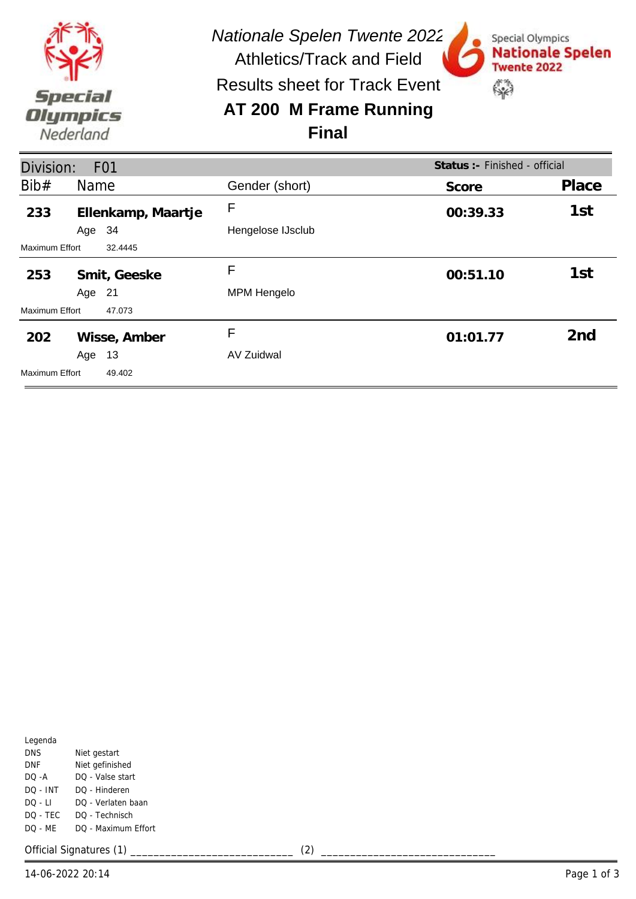*Nationale Spelen Twente 2022*

Athletics/Track and Field

Results sheet for Track Event

# AT 200 M Frame Running

## Final

Division: F01 — **Status :-** Finished - official

| Bib# | Name | Gender (short) | Score | Place |
|---|---|---|---|---|
| **233** | **Ellenkamp, Maartje** | F | **00:39.33** | **1st** |
| | Age 34 | Hengelose IJsclub | | |
| Maximum Effort | 32.4445 | | | |
| **253** | **Smit, Geeske** | F | **00:51.10** | **1st** |
| | Age 21 | MPM Hengelo | | |
| Maximum Effort | 47.073 | | | |
| **202** | **Wisse, Amber** | F | **01:01.77** | **2nd** |
| | Age 13 | AV Zuidwal | | |
| Maximum Effort | 49.402 | | | |

Legenda

| | |
|---|---|
| DNS | Niet gestart |
| DNF | Niet gefinished |
| DQ -A | DQ - Valse start |
| DQ - INT | DQ - Hinderen |
| DQ - LI | DQ - Verlaten baan |
| DQ - TEC | DQ - Technisch |
| DQ - ME | DQ - Maximum Effort |

Official Signatures (1) ___________________________ (2) ____________________________

14-06-2022 20:14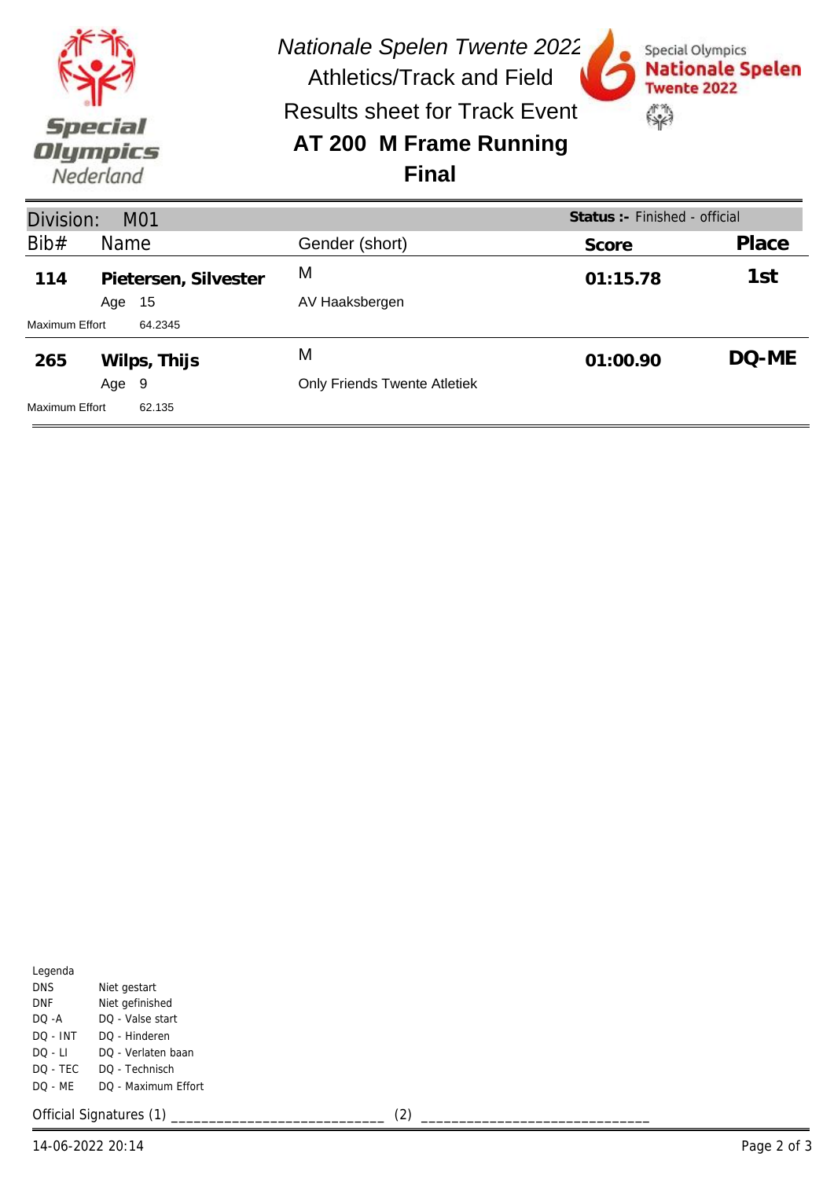*Nationale Spelen Twente 2022*

Athletics/Track and Field

Results sheet for Track Event

# AT 200 M Frame Running

## Final

| Division: M01 | | | **Status :-** Finished - official | |
|---|---|---|---|---|
| Bib# | Name | Gender (short) | **Score** | **Place** |
| **114** | **Pietersen, Silvester** | M | **01:15.78** | **1st** |
| | Age 15 | AV Haaksbergen | | |
| Maximum Effort | 64.2345 | | | |
| **265** | **Wilps, Thijs** | M | **01:00.90** | **DQ-ME** |
| | Age 9 | Only Friends Twente Atletiek | | |
| Maximum Effort | 62.135 | | | |

Legenda

| | |
|---|---|
| DNS | Niet gestart |
| DNF | Niet gefinished |
| DQ -A | DQ - Valse start |
| DQ - INT | DQ - Hinderen |
| DQ - LI | DQ - Verlaten baan |
| DQ - TEC | DQ - Technisch |
| DQ - ME | DQ - Maximum Effort |

Official Signatures (1) ___________________________ (2) ____________________________

14-06-2022 20:14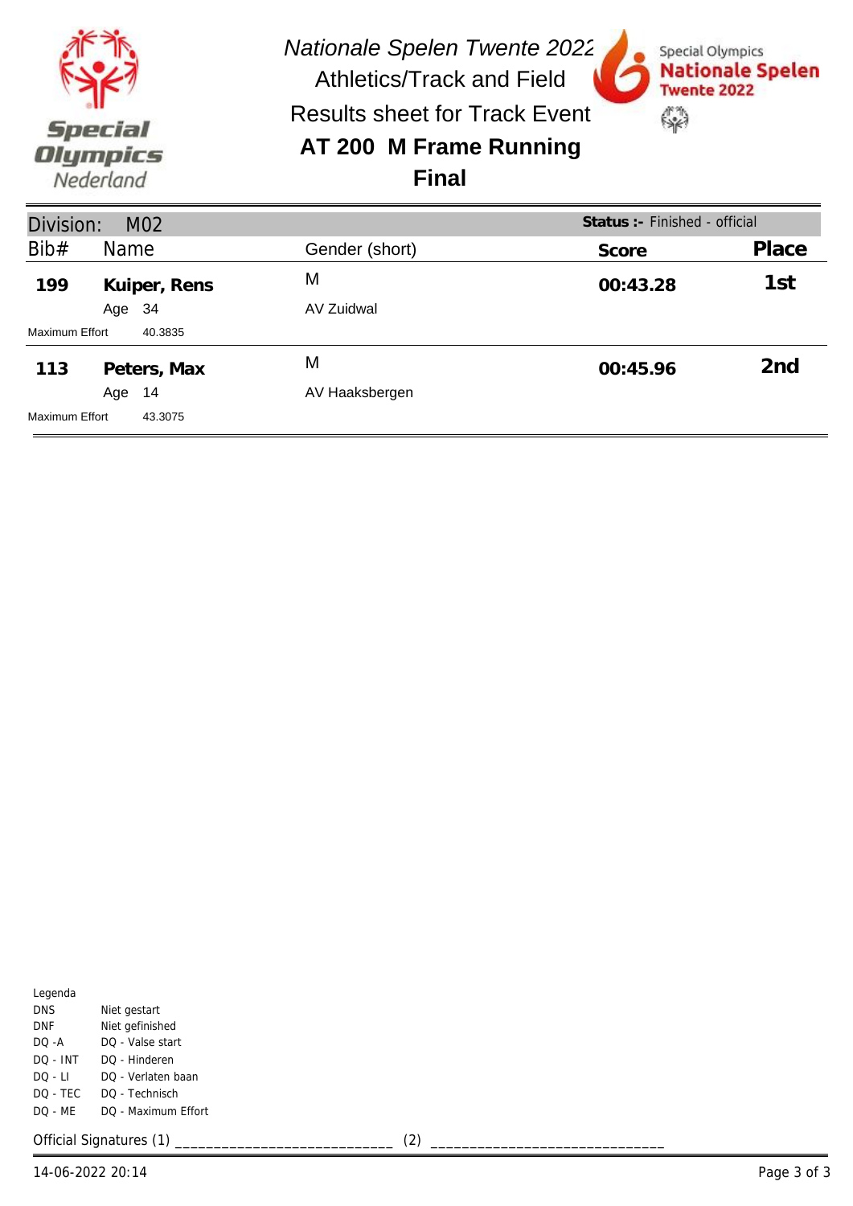*Nationale Spelen Twente 2022*

Athletics/Track and Field

Results sheet for Track Event

## AT 200 M Frame Running

## Final

Special Olympics Nederland

Special Olympics Nationale Spelen Twente 2022

| Division: M02 | | | Status :- Finished - official | |
|---|---|---|---|---|
| Bib# | Name | Gender (short) | Score | Place |
| **199** | **Kuiper, Rens** | M | **00:43.28** | **1st** |
| | Age 34 | AV Zuidwal | | |
| Maximum Effort | 40.3835 | | | |
| **113** | **Peters, Max** | M | **00:45.96** | **2nd** |
| | Age 14 | AV Haaksbergen | | |
| Maximum Effort | 43.3075 | | | |

Legenda

| | |
|---|---|
| DNS | Niet gestart |
| DNF | Niet gefinished |
| DQ -A | DQ - Valse start |
| DQ - INT | DQ - Hinderen |
| DQ - LI | DQ - Verlaten baan |
| DQ - TEC | DQ - Technisch |
| DQ - ME | DQ - Maximum Effort |

Official Signatures (1) ___________________________ (2) ____________________________

14-06-2022 20:14